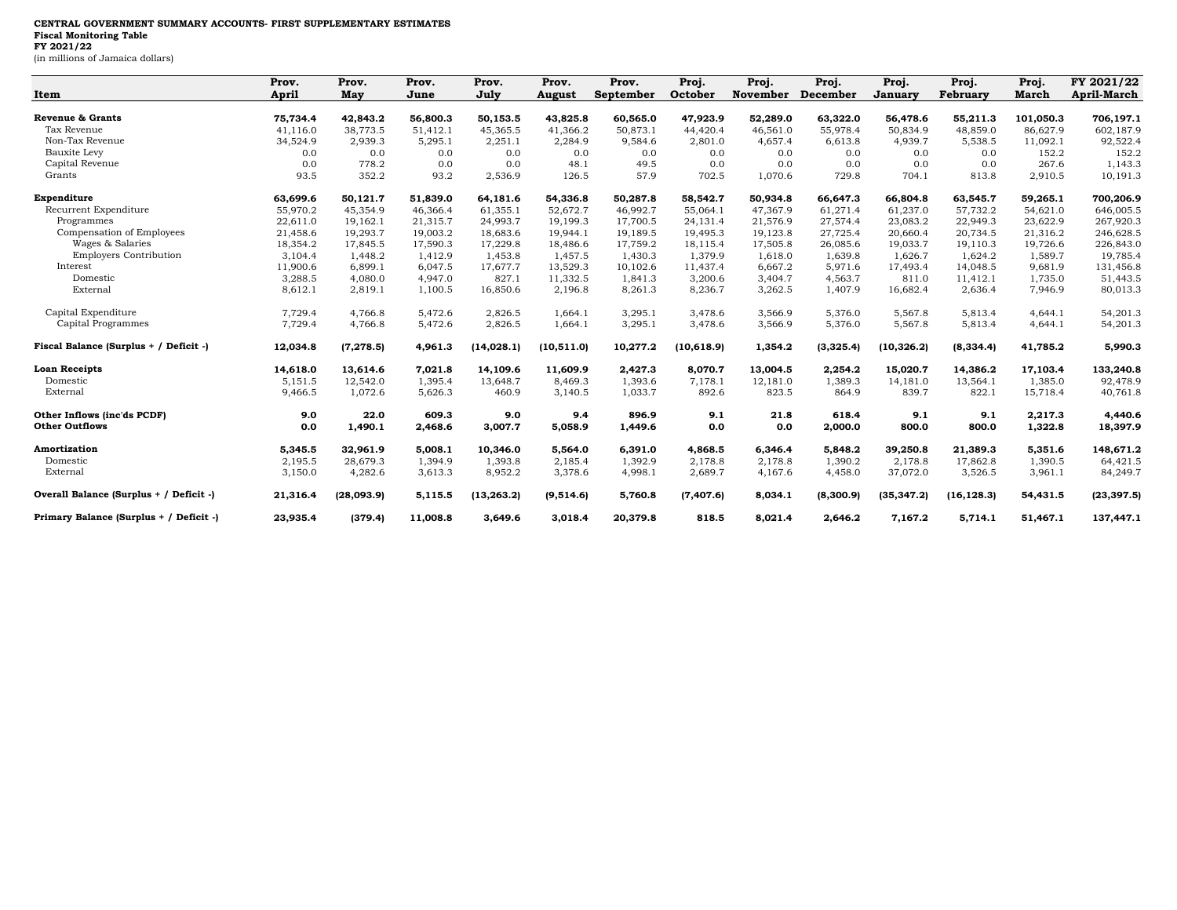**CENTRAL GOVERNMENT SUMMARY ACCOUNTS- FIRST SUPPLEMENTARY ESTIMATES**
**Fiscal Monitoring Table**
**FY 2021/22**
(in millions of Jamaica dollars)

| Item | Prov. April | Prov. May | Prov. June | Prov. July | Prov. August | Prov. September | Proj. October | Proj. November | Proj. December | Proj. January | Proj. February | Proj. March | FY 2021/22 April-March |
|---|---|---|---|---|---|---|---|---|---|---|---|---|---|
| **Revenue & Grants** | **75,734.4** | **42,843.2** | **56,800.3** | **50,153.5** | **43,825.8** | **60,565.0** | **47,923.9** | **52,289.0** | **63,322.0** | **56,478.6** | **55,211.3** | **101,050.3** | **706,197.1** |
| Tax Revenue | 41,116.0 | 38,773.5 | 51,412.1 | 45,365.5 | 41,366.2 | 50,873.1 | 44,420.4 | 46,561.0 | 55,978.4 | 50,834.9 | 48,859.0 | 86,627.9 | 602,187.9 |
| Non-Tax Revenue | 34,524.9 | 2,939.3 | 5,295.1 | 2,251.1 | 2,284.9 | 9,584.6 | 2,801.0 | 4,657.4 | 6,613.8 | 4,939.7 | 5,538.5 | 11,092.1 | 92,522.4 |
| Bauxite Levy | 0.0 | 0.0 | 0.0 | 0.0 | 0.0 | 0.0 | 0.0 | 0.0 | 0.0 | 0.0 | 0.0 | 152.2 | 152.2 |
| Capital Revenue | 0.0 | 778.2 | 0.0 | 0.0 | 48.1 | 49.5 | 0.0 | 0.0 | 0.0 | 0.0 | 0.0 | 267.6 | 1,143.3 |
| Grants | 93.5 | 352.2 | 93.2 | 2,536.9 | 126.5 | 57.9 | 702.5 | 1,070.6 | 729.8 | 704.1 | 813.8 | 2,910.5 | 10,191.3 |
| **Expenditure** | **63,699.6** | **50,121.7** | **51,839.0** | **64,181.6** | **54,336.8** | **50,287.8** | **58,542.7** | **50,934.8** | **66,647.3** | **66,804.8** | **63,545.7** | **59,265.1** | **700,206.9** |
| Recurrent Expenditure | 55,970.2 | 45,354.9 | 46,366.4 | 61,355.1 | 52,672.7 | 46,992.7 | 55,064.1 | 47,367.9 | 61,271.4 | 61,237.0 | 57,732.2 | 54,621.0 | 646,005.5 |
| Programmes | 22,611.0 | 19,162.1 | 21,315.7 | 24,993.7 | 19,199.3 | 17,700.5 | 24,131.4 | 21,576.9 | 27,574.4 | 23,083.2 | 22,949.3 | 23,622.9 | 267,920.3 |
| Compensation of Employees | 21,458.6 | 19,293.7 | 19,003.2 | 18,683.6 | 19,944.1 | 19,189.5 | 19,495.3 | 19,123.8 | 27,725.4 | 20,660.4 | 20,734.5 | 21,316.2 | 246,628.5 |
| Wages & Salaries | 18,354.2 | 17,845.5 | 17,590.3 | 17,229.8 | 18,486.6 | 17,759.2 | 18,115.4 | 17,505.8 | 26,085.6 | 19,033.7 | 19,110.3 | 19,726.6 | 226,843.0 |
| Employers Contribution | 3,104.4 | 1,448.2 | 1,412.9 | 1,453.8 | 1,457.5 | 1,430.3 | 1,379.9 | 1,618.0 | 1,639.8 | 1,626.7 | 1,624.2 | 1,589.7 | 19,785.4 |
| Interest | 11,900.6 | 6,899.1 | 6,047.5 | 17,677.7 | 13,529.3 | 10,102.6 | 11,437.4 | 6,667.2 | 5,971.6 | 17,493.4 | 14,048.5 | 9,681.9 | 131,456.8 |
| Domestic | 3,288.5 | 4,080.0 | 4,947.0 | 827.1 | 11,332.5 | 1,841.3 | 3,200.6 | 3,404.7 | 4,563.7 | 811.0 | 11,412.1 | 1,735.0 | 51,443.5 |
| External | 8,612.1 | 2,819.1 | 1,100.5 | 16,850.6 | 2,196.8 | 8,261.3 | 8,236.7 | 3,262.5 | 1,407.9 | 16,682.4 | 2,636.4 | 7,946.9 | 80,013.3 |
| Capital Expenditure | 7,729.4 | 4,766.8 | 5,472.6 | 2,826.5 | 1,664.1 | 3,295.1 | 3,478.6 | 3,566.9 | 5,376.0 | 5,567.8 | 5,813.4 | 4,644.1 | 54,201.3 |
| Capital Programmes | 7,729.4 | 4,766.8 | 5,472.6 | 2,826.5 | 1,664.1 | 3,295.1 | 3,478.6 | 3,566.9 | 5,376.0 | 5,567.8 | 5,813.4 | 4,644.1 | 54,201.3 |
| **Fiscal Balance (Surplus + / Deficit -)** | **12,034.8** | **(7,278.5)** | **4,961.3** | **(14,028.1)** | **(10,511.0)** | **10,277.2** | **(10,618.9)** | **1,354.2** | **(3,325.4)** | **(10,326.2)** | **(8,334.4)** | **41,785.2** | **5,990.3** |
| **Loan Receipts** | **14,618.0** | **13,614.6** | **7,021.8** | **14,109.6** | **11,609.9** | **2,427.3** | **8,070.7** | **13,004.5** | **2,254.2** | **15,020.7** | **14,386.2** | **17,103.4** | **133,240.8** |
| Domestic | 5,151.5 | 12,542.0 | 1,395.4 | 13,648.7 | 8,469.3 | 1,393.6 | 7,178.1 | 12,181.0 | 1,389.3 | 14,181.0 | 13,564.1 | 1,385.0 | 92,478.9 |
| External | 9,466.5 | 1,072.6 | 5,626.3 | 460.9 | 3,140.5 | 1,033.7 | 892.6 | 823.5 | 864.9 | 839.7 | 822.1 | 15,718.4 | 40,761.8 |
| **Other Inflows (inc'ds PCDF)** | **9.0** | **22.0** | **609.3** | **9.0** | **9.4** | **896.9** | **9.1** | **21.8** | **618.4** | **9.1** | **9.1** | **2,217.3** | **4,440.6** |
| **Other Outflows** | **0.0** | **1,490.1** | **2,468.6** | **3,007.7** | **5,058.9** | **1,449.6** | **0.0** | **0.0** | **2,000.0** | **800.0** | **800.0** | **1,322.8** | **18,397.9** |
| **Amortization** | **5,345.5** | **32,961.9** | **5,008.1** | **10,346.0** | **5,564.0** | **6,391.0** | **4,868.5** | **6,346.4** | **5,848.2** | **39,250.8** | **21,389.3** | **5,351.6** | **148,671.2** |
| Domestic | 2,195.5 | 28,679.3 | 1,394.9 | 1,393.8 | 2,185.4 | 1,392.9 | 2,178.8 | 2,178.8 | 1,390.2 | 2,178.8 | 17,862.8 | 1,390.5 | 64,421.5 |
| External | 3,150.0 | 4,282.6 | 3,613.3 | 8,952.2 | 3,378.6 | 4,998.1 | 2,689.7 | 4,167.6 | 4,458.0 | 37,072.0 | 3,526.5 | 3,961.1 | 84,249.7 |
| **Overall Balance (Surplus + / Deficit -)** | **21,316.4** | **(28,093.9)** | **5,115.5** | **(13,263.2)** | **(9,514.6)** | **5,760.8** | **(7,407.6)** | **8,034.1** | **(8,300.9)** | **(35,347.2)** | **(16,128.3)** | **54,431.5** | **(23,397.5)** |
| **Primary Balance (Surplus + / Deficit -)** | **23,935.4** | **(379.4)** | **11,008.8** | **3,649.6** | **3,018.4** | **20,379.8** | **818.5** | **8,021.4** | **2,646.2** | **7,167.2** | **5,714.1** | **51,467.1** | **137,447.1** |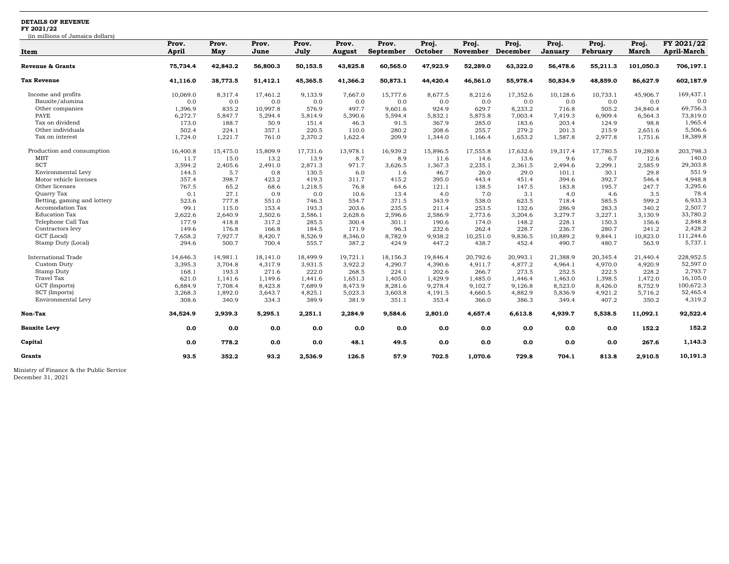**DETAILS OF REVENUE**
**FY 2021/22**
(in millions of Jamaica dollars)

| Item | Prov. April | Prov. May | Prov. June | Prov. July | Prov. August | Prov. September | Proj. October | Proj. November | Proj. December | Proj. January | Proj. February | Proj. March | FY 2021/22 April-March |
|---|---|---|---|---|---|---|---|---|---|---|---|---|---|
| **Revenue & Grants** | **75,734.4** | **42,843.2** | **56,800.3** | **50,153.5** | **43,825.8** | **60,565.0** | **47,923.9** | **52,289.0** | **63,322.0** | **56,478.6** | **55,211.3** | **101,050.3** | **706,197.1** |
| **Tax Revenue** | **41,116.0** | **38,773.5** | **51,412.1** | **45,365.5** | **41,366.2** | **50,873.1** | **44,420.4** | **46,561.0** | **55,978.4** | **50,834.9** | **48,859.0** | **86,627.9** | **602,187.9** |
| Income and profits | 10,069.0 | 8,317.4 | 17,461.2 | 9,133.9 | 7,667.0 | 15,777.6 | 8,677.5 | 8,212.6 | 17,352.6 | 10,128.6 | 10,733.1 | 45,906.7 | 169,437.1 |
| Bauxite/alumina | 0.0 | 0.0 | 0.0 | 0.0 | 0.0 | 0.0 | 0.0 | 0.0 | 0.0 | 0.0 | 0.0 | 0.0 | 0.0 |
| Other companies | 1,396.9 | 835.2 | 10,997.8 | 576.9 | 497.7 | 9,601.6 | 924.9 | 629.7 | 8,233.2 | 716.8 | 505.2 | 34,840.4 | 69,756.3 |
| PAYE | 6,272.7 | 5,847.7 | 5,294.4 | 5,814.9 | 5,390.6 | 5,594.4 | 5,832.1 | 5,875.8 | 7,003.4 | 7,419.3 | 6,909.4 | 6,564.3 | 73,819.0 |
| Tax on dividend | 173.0 | 188.7 | 50.9 | 151.4 | 46.3 | 91.5 | 367.9 | 285.0 | 183.6 | 203.4 | 124.9 | 98.8 | 1,965.4 |
| Other individuals | 502.4 | 224.1 | 357.1 | 220.5 | 110.0 | 280.2 | 208.6 | 255.7 | 279.2 | 201.3 | 215.9 | 2,651.6 | 5,506.6 |
| Tax on interest | 1,724.0 | 1,221.7 | 761.0 | 2,370.2 | 1,622.4 | 209.9 | 1,344.0 | 1,166.4 | 1,653.2 | 1,587.8 | 2,977.8 | 1,751.6 | 18,389.8 |
| Production and consumption | 16,400.8 | 15,475.0 | 15,809.9 | 17,731.6 | 13,978.1 | 16,939.2 | 15,896.5 | 17,555.8 | 17,632.6 | 19,317.4 | 17,780.5 | 19,280.8 | 203,798.3 |
| MBT | 11.7 | 15.0 | 13.2 | 13.9 | 8.7 | 8.9 | 11.6 | 14.6 | 13.6 | 9.6 | 6.7 | 12.6 | 140.0 |
| SCT | 3,594.2 | 2,405.6 | 2,491.0 | 2,871.3 | 971.7 | 3,626.5 | 1,367.3 | 2,235.1 | 2,361.5 | 2,494.6 | 2,299.1 | 2,585.9 | 29,303.8 |
| Environmental Levy | 144.5 | 5.7 | 0.8 | 130.5 | 6.0 | 1.6 | 46.7 | 26.0 | 29.0 | 101.1 | 30.1 | 29.8 | 551.9 |
| Motor vehicle licenses | 357.4 | 398.7 | 423.2 | 419.3 | 311.7 | 415.2 | 395.0 | 443.4 | 451.4 | 394.6 | 392.7 | 546.4 | 4,948.8 |
| Other licenses | 767.5 | 65.2 | 68.6 | 1,218.5 | 76.8 | 64.6 | 121.1 | 138.5 | 147.5 | 183.8 | 195.7 | 247.7 | 3,295.6 |
| Quarry Tax | 0.1 | 27.1 | 0.9 | 0.0 | 10.6 | 13.4 | 4.0 | 7.0 | 3.1 | 4.0 | 4.6 | 3.5 | 78.4 |
| Betting, gaming and lottery | 523.6 | 777.8 | 551.0 | 746.3 | 554.7 | 371.5 | 343.9 | 538.0 | 623.5 | 718.4 | 585.5 | 599.2 | 6,933.3 |
| Accomodation Tax | 99.1 | 115.0 | 153.4 | 193.3 | 203.6 | 235.5 | 211.4 | 253.5 | 132.6 | 286.9 | 283.3 | 340.2 | 2,507.7 |
| Education Tax | 2,622.6 | 2,640.9 | 2,502.6 | 2,586.1 | 2,628.6 | 2,596.6 | 2,586.9 | 2,773.6 | 3,204.6 | 3,279.7 | 3,227.1 | 3,130.9 | 33,780.2 |
| Telephone Call Tax | 177.9 | 418.8 | 317.2 | 285.5 | 300.4 | 301.1 | 190.6 | 174.0 | 148.2 | 228.1 | 150.3 | 156.6 | 2,848.8 |
| Contractors levy | 149.6 | 176.8 | 166.8 | 184.5 | 171.9 | 96.3 | 232.6 | 262.4 | 228.7 | 236.7 | 280.7 | 241.2 | 2,428.2 |
| GCT (Local) | 7,658.2 | 7,927.7 | 8,420.7 | 8,526.9 | 8,346.0 | 8,782.9 | 9,938.2 | 10,251.0 | 9,836.5 | 10,889.2 | 9,844.1 | 10,823.0 | 111,244.6 |
| Stamp Duty (Local) | 294.6 | 500.7 | 700.4 | 555.7 | 387.2 | 424.9 | 447.2 | 438.7 | 452.4 | 490.7 | 480.7 | 563.9 | 5,737.1 |
| International Trade | 14,646.3 | 14,981.1 | 18,141.0 | 18,499.9 | 19,721.1 | 18,156.3 | 19,846.4 | 20,792.6 | 20,993.1 | 21,388.9 | 20,345.4 | 21,440.4 | 228,952.5 |
| Custom Duty | 3,395.3 | 3,704.8 | 4,317.9 | 3,931.5 | 3,922.2 | 4,290.7 | 4,390.6 | 4,911.7 | 4,877.2 | 4,964.1 | 4,970.0 | 4,920.9 | 52,597.0 |
| Stamp Duty | 168.1 | 193.3 | 271.6 | 222.0 | 268.5 | 224.1 | 202.6 | 266.7 | 273.5 | 252.5 | 222.5 | 228.2 | 2,793.7 |
| Travel Tax | 621.0 | 1,141.6 | 1,149.6 | 1,441.6 | 1,651.3 | 1,405.0 | 1,429.9 | 1,485.0 | 1,446.4 | 1,463.0 | 1,398.5 | 1,472.0 | 16,105.0 |
| GCT (Imports) | 6,884.9 | 7,708.4 | 8,423.8 | 7,689.9 | 8,473.9 | 8,281.6 | 9,278.4 | 9,102.7 | 9,126.8 | 8,523.0 | 8,426.0 | 8,752.9 | 100,672.3 |
| SCT (Imports) | 3,268.3 | 1,892.0 | 3,643.7 | 4,825.1 | 5,023.3 | 3,603.8 | 4,191.5 | 4,660.5 | 4,882.9 | 5,836.9 | 4,921.2 | 5,716.2 | 52,465.4 |
| Environmental Levy | 308.6 | 340.9 | 334.3 | 389.9 | 381.9 | 351.1 | 353.4 | 366.0 | 386.3 | 349.4 | 407.2 | 350.2 | 4,319.2 |
| **Non-Tax** | **34,524.9** | **2,939.3** | **5,295.1** | **2,251.1** | **2,284.9** | **9,584.6** | **2,801.0** | **4,657.4** | **6,613.8** | **4,939.7** | **5,538.5** | **11,092.1** | **92,522.4** |
| **Bauxite Levy** | **0.0** | **0.0** | **0.0** | **0.0** | **0.0** | **0.0** | **0.0** | **0.0** | **0.0** | **0.0** | **0.0** | **152.2** | **152.2** |
| **Capital** | **0.0** | **778.2** | **0.0** | **0.0** | **48.1** | **49.5** | **0.0** | **0.0** | **0.0** | **0.0** | **0.0** | **267.6** | **1,143.3** |
| **Grants** | **93.5** | **352.2** | **93.2** | **2,536.9** | **126.5** | **57.9** | **702.5** | **1,070.6** | **729.8** | **704.1** | **813.8** | **2,910.5** | **10,191.3** |

Ministry of Finance & the Public Service
December 31, 2021